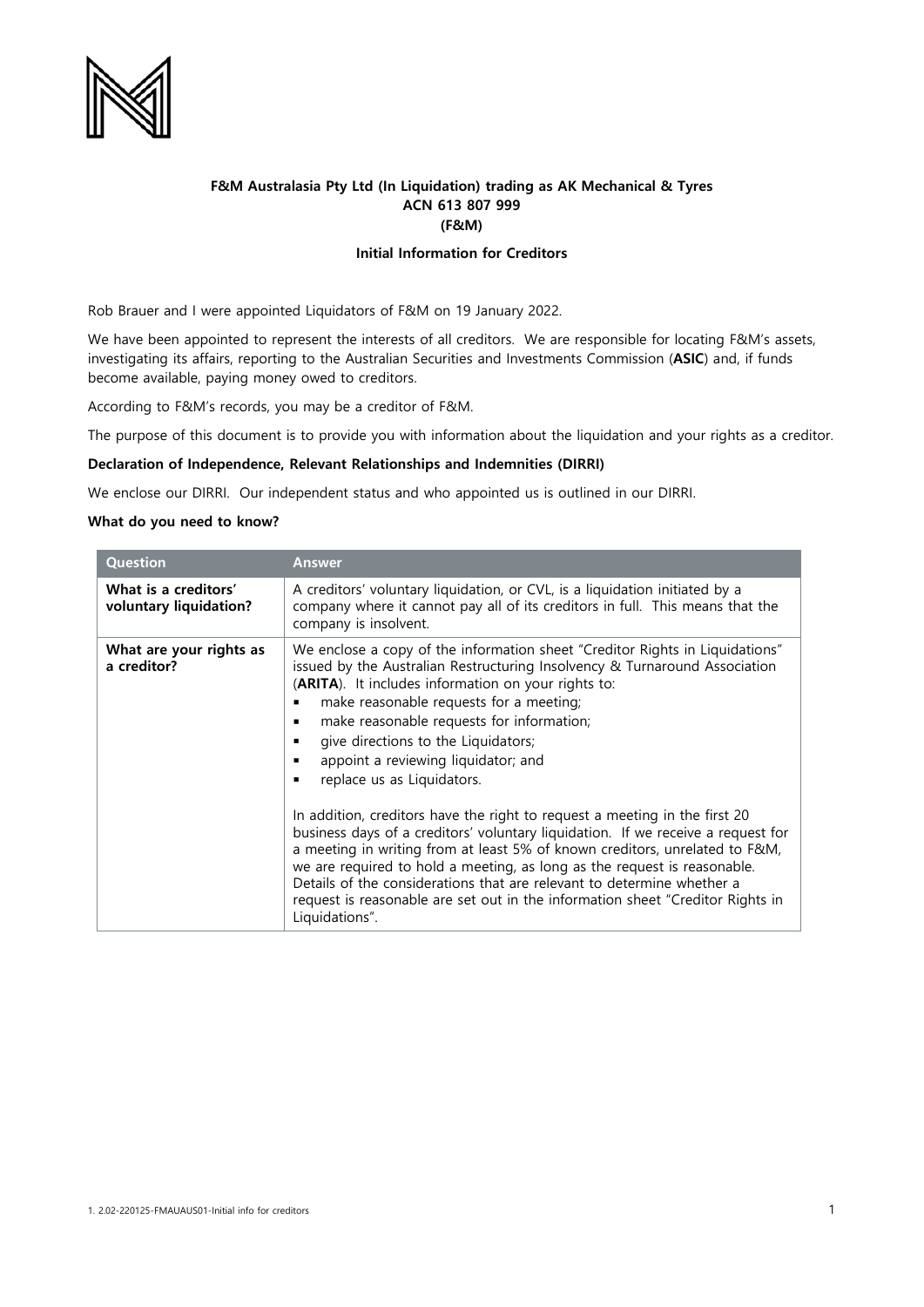**F&M Australasia Pty Ltd (In Liquidation) trading as AK Mechanical & Tyres**
**ACN 613 807 999**
**(F&M)**

**Initial Information for Creditors**

Rob Brauer and I were appointed Liquidators of F&M on 19 January 2022.

We have been appointed to represent the interests of all creditors. We are responsible for locating F&M's assets, investigating its affairs, reporting to the Australian Securities and Investments Commission (**ASIC**) and, if funds become available, paying money owed to creditors.

According to F&M's records, you may be a creditor of F&M.

The purpose of this document is to provide you with information about the liquidation and your rights as a creditor.

**Declaration of Independence, Relevant Relationships and Indemnities (DIRRI)**

We enclose our DIRRI. Our independent status and who appointed us is outlined in our DIRRI.

**What do you need to know?**

| Question | Answer |
| --- | --- |
| **What is a creditors' voluntary liquidation?** | A creditors' voluntary liquidation, or CVL, is a liquidation initiated by a company where it cannot pay all of its creditors in full. This means that the company is insolvent. |
| **What are your rights as a creditor?** | We enclose a copy of the information sheet "Creditor Rights in Liquidations" issued by the Australian Restructuring Insolvency & Turnaround Association (**ARITA**). It includes information on your rights to:<br>▪ make reasonable requests for a meeting;<br>▪ make reasonable requests for information;<br>▪ give directions to the Liquidators;<br>▪ appoint a reviewing liquidator; and<br>▪ replace us as Liquidators.<br><br>In addition, creditors have the right to request a meeting in the first 20 business days of a creditors' voluntary liquidation. If we receive a request for a meeting in writing from at least 5% of known creditors, unrelated to F&M, we are required to hold a meeting, as long as the request is reasonable. Details of the considerations that are relevant to determine whether a request is reasonable are set out in the information sheet "Creditor Rights in Liquidations". |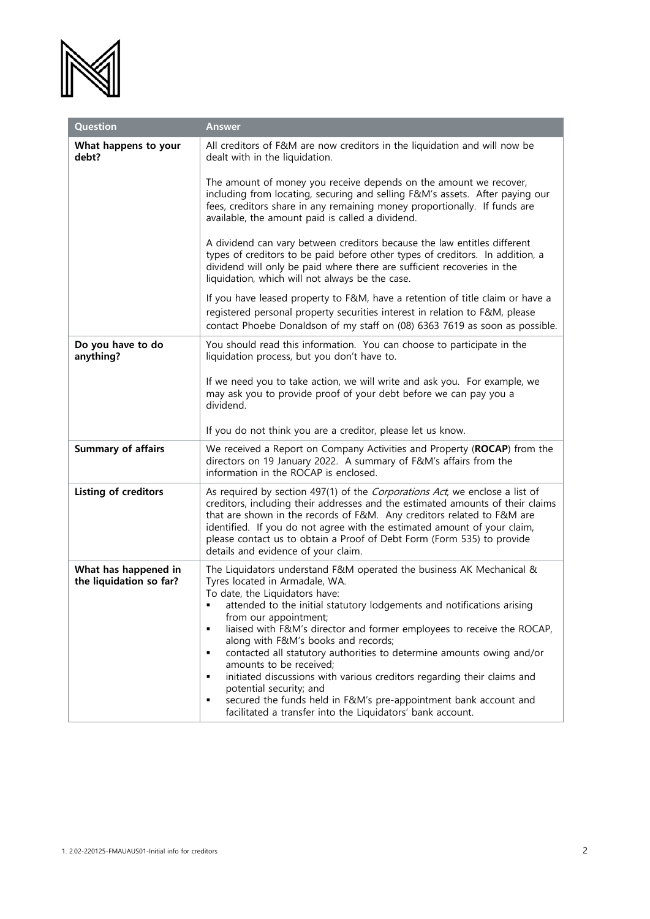| Question | Answer |
| --- | --- |
| **What happens to your debt?** | All creditors of F&M are now creditors in the liquidation and will now be dealt with in the liquidation.<br><br>The amount of money you receive depends on the amount we recover, including from locating, securing and selling F&M's assets. After paying our fees, creditors share in any remaining money proportionally. If funds are available, the amount paid is called a dividend.<br><br>A dividend can vary between creditors because the law entitles different types of creditors to be paid before other types of creditors. In addition, a dividend will only be paid where there are sufficient recoveries in the liquidation, which will not always be the case.<br><br>If you have leased property to F&M, have a retention of title claim or have a registered personal property securities interest in relation to F&M, please contact Phoebe Donaldson of my staff on (08) 6363 7619 as soon as possible. |
| **Do you have to do anything?** | You should read this information. You can choose to participate in the liquidation process, but you don't have to.<br><br>If we need you to take action, we will write and ask you. For example, we may ask you to provide proof of your debt before we can pay you a dividend.<br><br>If you do not think you are a creditor, please let us know. |
| **Summary of affairs** | We received a Report on Company Activities and Property (**ROCAP**) from the directors on 19 January 2022. A summary of F&M's affairs from the information in the ROCAP is enclosed. |
| **Listing of creditors** | As required by section 497(1) of the *Corporations Act*, we enclose a list of creditors, including their addresses and the estimated amounts of their claims that are shown in the records of F&M. Any creditors related to F&M are identified. If you do not agree with the estimated amount of your claim, please contact us to obtain a Proof of Debt Form (Form 535) to provide details and evidence of your claim. |
| **What has happened in the liquidation so far?** | The Liquidators understand F&M operated the business AK Mechanical & Tyres located in Armadale, WA.<br>To date, the Liquidators have:<br>▪ attended to the initial statutory lodgements and notifications arising from our appointment;<br>▪ liaised with F&M's director and former employees to receive the ROCAP, along with F&M's books and records;<br>▪ contacted all statutory authorities to determine amounts owing and/or amounts to be received;<br>▪ initiated discussions with various creditors regarding their claims and potential security; and<br>▪ secured the funds held in F&M's pre-appointment bank account and facilitated a transfer into the Liquidators' bank account. |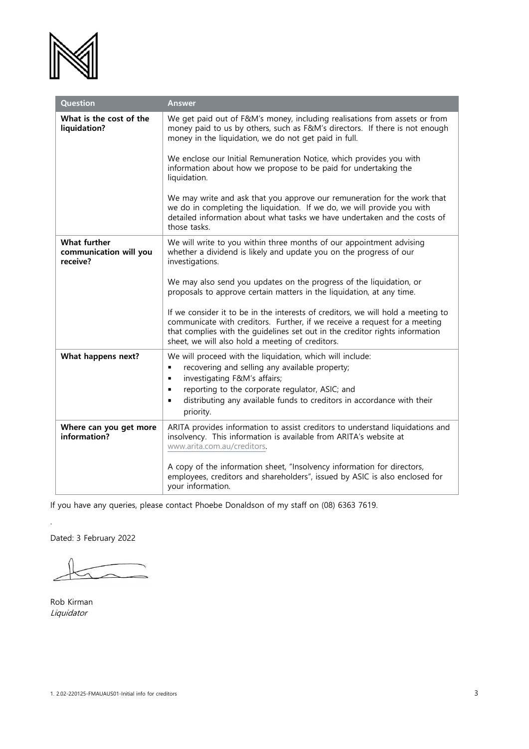| Question | Answer |
|---|---|
| **What is the cost of the liquidation?** | We get paid out of F&M's money, including realisations from assets or from money paid to us by others, such as F&M's directors. If there is not enough money in the liquidation, we do not get paid in full.<br><br>We enclose our Initial Remuneration Notice, which provides you with information about how we propose to be paid for undertaking the liquidation.<br><br>We may write and ask that you approve our remuneration for the work that we do in completing the liquidation. If we do, we will provide you with detailed information about what tasks we have undertaken and the costs of those tasks. |
| **What further communication will you receive?** | We will write to you within three months of our appointment advising whether a dividend is likely and update you on the progress of our investigations.<br><br>We may also send you updates on the progress of the liquidation, or proposals to approve certain matters in the liquidation, at any time.<br><br>If we consider it to be in the interests of creditors, we will hold a meeting to communicate with creditors. Further, if we receive a request for a meeting that complies with the guidelines set out in the creditor rights information sheet, we will also hold a meeting of creditors. |
| **What happens next?** | We will proceed with the liquidation, which will include:<br>▪ recovering and selling any available property;<br>▪ investigating F&M's affairs;<br>▪ reporting to the corporate regulator, ASIC; and<br>▪ distributing any available funds to creditors in accordance with their priority. |
| **Where can you get more information?** | ARITA provides information to assist creditors to understand liquidations and insolvency. This information is available from ARITA's website at www.arita.com.au/creditors.<br><br>A copy of the information sheet, "Insolvency information for directors, employees, creditors and shareholders", issued by ASIC is also enclosed for your information. |

If you have any queries, please contact Phoebe Donaldson of my staff on (08) 6363 7619.

Dated: 3 February 2022

Rob Kirman
*Liquidator*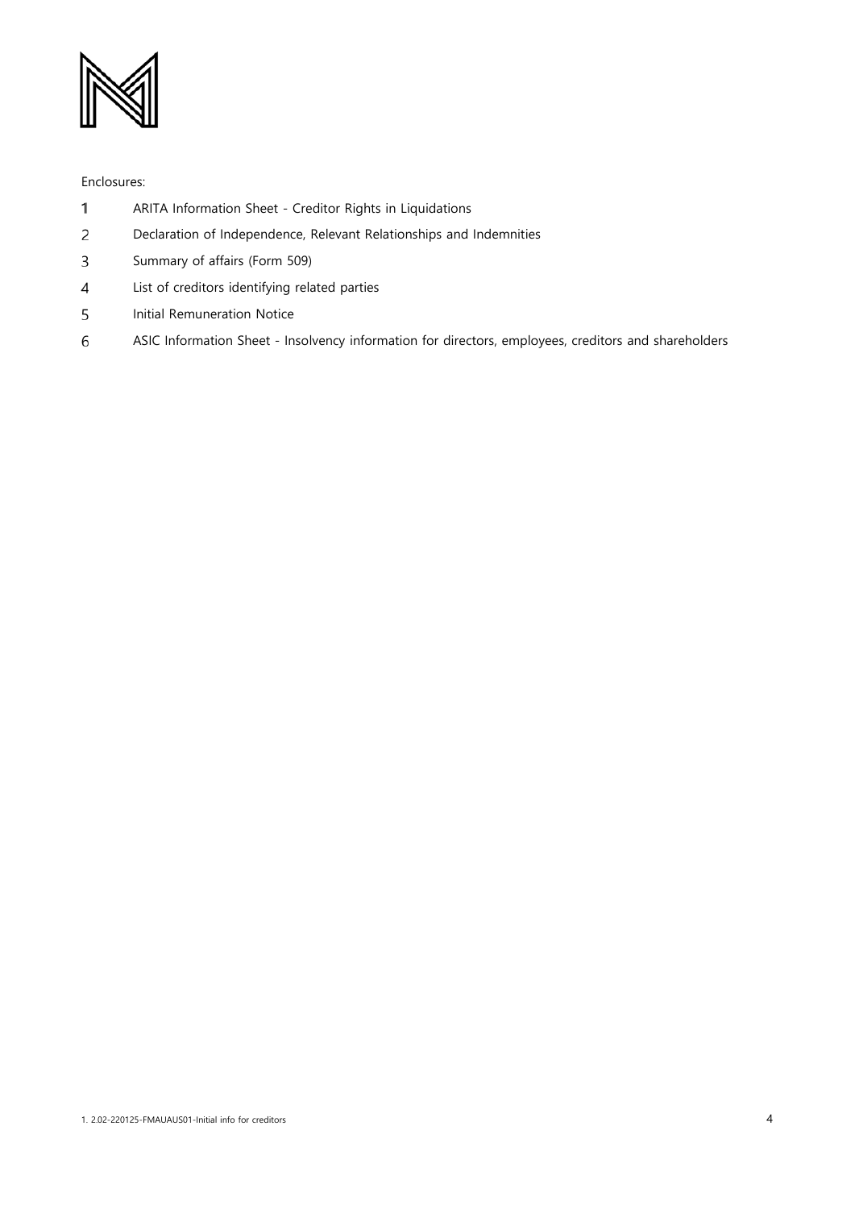Enclosures:

1. ARITA Information Sheet - Creditor Rights in Liquidations
2. Declaration of Independence, Relevant Relationships and Indemnities
3. Summary of affairs (Form 509)
4. List of creditors identifying related parties
5. Initial Remuneration Notice
6. ASIC Information Sheet - Insolvency information for directors, employees, creditors and shareholders